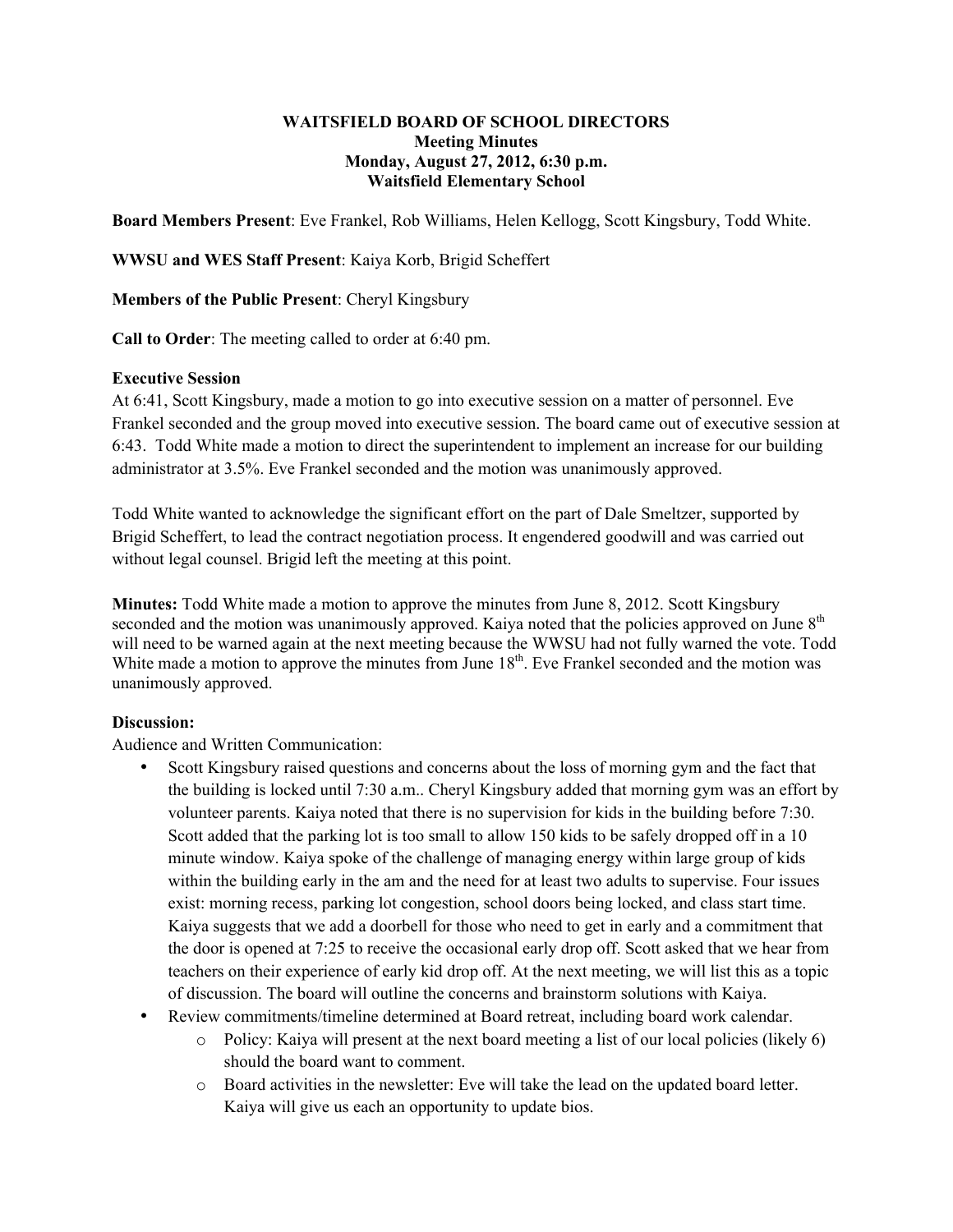# WAITSFIELD BOARD OF SCHOOL DIRECTORS

**Meeting Minutes**
**Monday, August 27, 2012, 6:30 p.m.**
**Waitsfield Elementary School**

**Board Members Present**: Eve Frankel, Rob Williams, Helen Kellogg, Scott Kingsbury, Todd White.

**WWSU and WES Staff Present**: Kaiya Korb, Brigid Scheffert

**Members of the Public Present**: Cheryl Kingsbury

**Call to Order**: The meeting called to order at 6:40 pm.

**Executive Session**

At 6:41, Scott Kingsbury, made a motion to go into executive session on a matter of personnel. Eve Frankel seconded and the group moved into executive session. The board came out of executive session at 6:43. Todd White made a motion to direct the superintendent to implement an increase for our building administrator at 3.5%. Eve Frankel seconded and the motion was unanimously approved.

Todd White wanted to acknowledge the significant effort on the part of Dale Smeltzer, supported by Brigid Scheffert, to lead the contract negotiation process. It engendered goodwill and was carried out without legal counsel. Brigid left the meeting at this point.

**Minutes:** Todd White made a motion to approve the minutes from June 8, 2012. Scott Kingsbury seconded and the motion was unanimously approved. Kaiya noted that the policies approved on June 8th will need to be warned again at the next meeting because the WWSU had not fully warned the vote. Todd White made a motion to approve the minutes from June 18th. Eve Frankel seconded and the motion was unanimously approved.

**Discussion:**

Audience and Written Communication:

- Scott Kingsbury raised questions and concerns about the loss of morning gym and the fact that the building is locked until 7:30 a.m.. Cheryl Kingsbury added that morning gym was an effort by volunteer parents. Kaiya noted that there is no supervision for kids in the building before 7:30. Scott added that the parking lot is too small to allow 150 kids to be safely dropped off in a 10 minute window. Kaiya spoke of the challenge of managing energy within large group of kids within the building early in the am and the need for at least two adults to supervise. Four issues exist: morning recess, parking lot congestion, school doors being locked, and class start time. Kaiya suggests that we add a doorbell for those who need to get in early and a commitment that the door is opened at 7:25 to receive the occasional early drop off. Scott asked that we hear from teachers on their experience of early kid drop off. At the next meeting, we will list this as a topic of discussion. The board will outline the concerns and brainstorm solutions with Kaiya.
- Review commitments/timeline determined at Board retreat, including board work calendar.
  - Policy: Kaiya will present at the next board meeting a list of our local policies (likely 6) should the board want to comment.
  - Board activities in the newsletter: Eve will take the lead on the updated board letter. Kaiya will give us each an opportunity to update bios.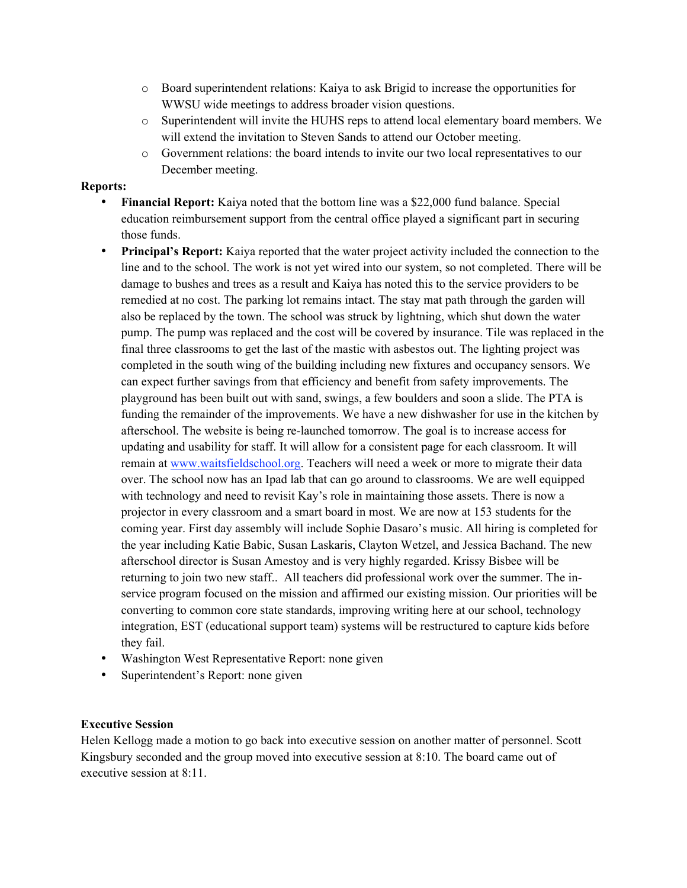- Board superintendent relations: Kaiya to ask Brigid to increase the opportunities for WWSU wide meetings to address broader vision questions.
- Superintendent will invite the HUHS reps to attend local elementary board members. We will extend the invitation to Steven Sands to attend our October meeting.
- Government relations: the board intends to invite our two local representatives to our December meeting.

**Reports:**

- **Financial Report:** Kaiya noted that the bottom line was a $22,000 fund balance. Special education reimbursement support from the central office played a significant part in securing those funds.
- **Principal's Report:** Kaiya reported that the water project activity included the connection to the line and to the school. The work is not yet wired into our system, so not completed. There will be damage to bushes and trees as a result and Kaiya has noted this to the service providers to be remedied at no cost. The parking lot remains intact. The stay mat path through the garden will also be replaced by the town. The school was struck by lightning, which shut down the water pump. The pump was replaced and the cost will be covered by insurance. Tile was replaced in the final three classrooms to get the last of the mastic with asbestos out. The lighting project was completed in the south wing of the building including new fixtures and occupancy sensors. We can expect further savings from that efficiency and benefit from safety improvements. The playground has been built out with sand, swings, a few boulders and soon a slide. The PTA is funding the remainder of the improvements. We have a new dishwasher for use in the kitchen by afterschool. The website is being re-launched tomorrow. The goal is to increase access for updating and usability for staff. It will allow for a consistent page for each classroom. It will remain at [www.waitsfieldschool.org](www.waitsfieldschool.org). Teachers will need a week or more to migrate their data over. The school now has an Ipad lab that can go around to classrooms. We are well equipped with technology and need to revisit Kay's role in maintaining those assets. There is now a projector in every classroom and a smart board in most. We are now at 153 students for the coming year. First day assembly will include Sophie Dasaro's music. All hiring is completed for the year including Katie Babic, Susan Laskaris, Clayton Wetzel, and Jessica Bachand. The new afterschool director is Susan Amestoy and is very highly regarded. Krissy Bisbee will be returning to join two new staff.. All teachers did professional work over the summer. The in-service program focused on the mission and affirmed our existing mission. Our priorities will be converting to common core state standards, improving writing here at our school, technology integration, EST (educational support team) systems will be restructured to capture kids before they fail.
- Washington West Representative Report: none given
- Superintendent's Report: none given

**Executive Session**

Helen Kellogg made a motion to go back into executive session on another matter of personnel. Scott Kingsbury seconded and the group moved into executive session at 8:10. The board came out of executive session at 8:11.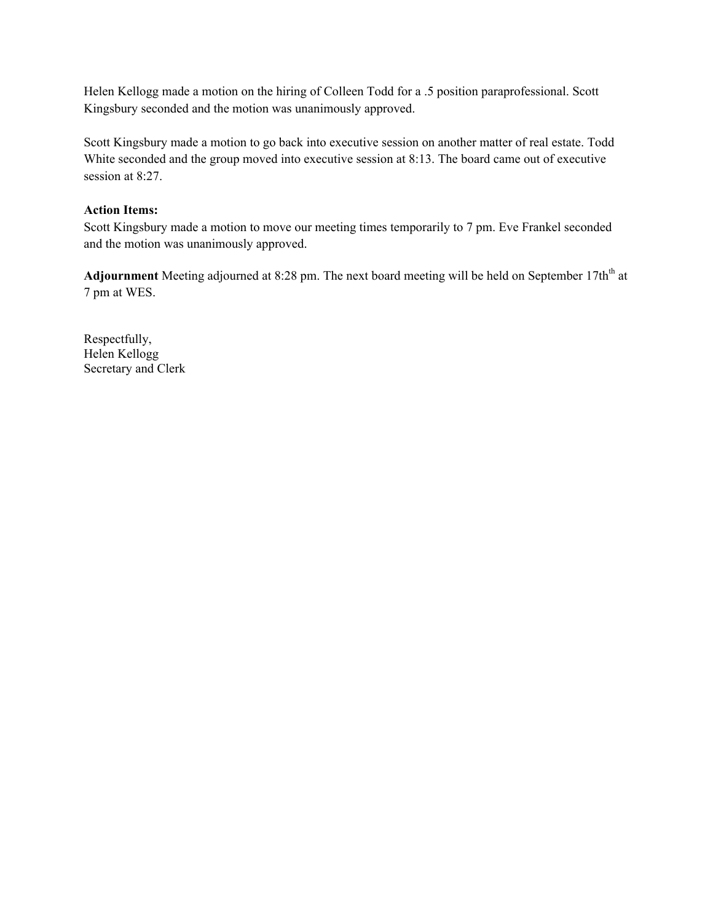Helen Kellogg made a motion on the hiring of Colleen Todd for a .5 position paraprofessional. Scott Kingsbury seconded and the motion was unanimously approved.

Scott Kingsbury made a motion to go back into executive session on another matter of real estate. Todd White seconded and the group moved into executive session at 8:13. The board came out of executive session at 8:27.

**Action Items:**
Scott Kingsbury made a motion to move our meeting times temporarily to 7 pm. Eve Frankel seconded and the motion was unanimously approved.

**Adjournment** Meeting adjourned at 8:28 pm. The next board meeting will be held on September 17th[th] at 7 pm at WES.

Respectfully,
Helen Kellogg
Secretary and Clerk